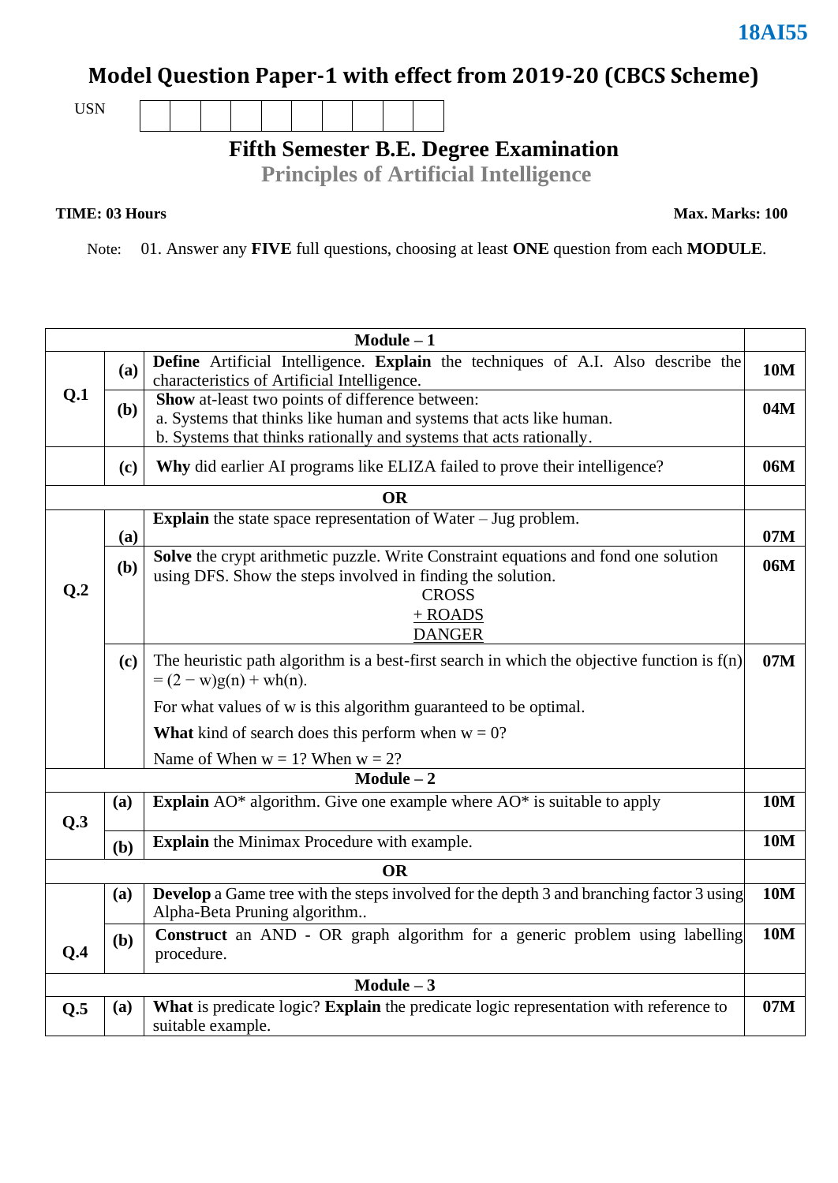**18AI55**

# Model Question Paper-1 with effect from 2019-20 (CBCS Scheme)

USN | | | | | | | | | |

## Fifth Semester B.E. Degree Examination
## Principles of Artificial Intelligence

**TIME: 03 Hours** **Max. Marks: 100**

Note: 01. Answer any **FIVE** full questions, choosing at least **ONE** question from each **MODULE**.

| | | **Module – 1** | |
|---|---|---|---|
| **Q.1** | **(a)** | **Define** Artificial Intelligence. **Explain** the techniques of A.I. Also describe the characteristics of Artificial Intelligence. | **10M** |
| | **(b)** | **Show** at-least two points of difference between:<br>a. Systems that thinks like human and systems that acts like human.<br>b. Systems that thinks rationally and systems that acts rationally. | **04M** |
| | **(c)** | **Why** did earlier AI programs like ELIZA failed to prove their intelligence? | **06M** |
| | | **OR** | |
| **Q.2** | **(a)** | **Explain** the state space representation of Water – Jug problem. | **07M** |
| | **(b)** | **Solve** the crypt arithmetic puzzle. Write Constraint equations and fond one solution using DFS. Show the steps involved in finding the solution.<br>CROSS<br>+ ROADS<br>DANGER | **06M** |
| | **(c)** | The heuristic path algorithm is a best-first search in which the objective function is $f(n) = (2 - w)g(n) + wh(n)$.<br>For what values of w is this algorithm guaranteed to be optimal.<br>**What** kind of search does this perform when $w = 0$?<br>Name of When $w = 1$? When $w = 2$? | **07M** |
| | | **Module – 2** | |
| **Q.3** | **(a)** | **Explain** AO* algorithm. Give one example where AO* is suitable to apply | **10M** |
| | **(b)** | **Explain** the Minimax Procedure with example. | **10M** |
| | | **OR** | |
| **Q.4** | **(a)** | **Develop** a Game tree with the steps involved for the depth 3 and branching factor 3 using Alpha-Beta Pruning algorithm.. | **10M** |
| | **(b)** | **Construct** an AND - OR graph algorithm for a generic problem using labelling procedure. | **10M** |
| | | **Module – 3** | |
| **Q.5** | **(a)** | **What** is predicate logic? **Explain** the predicate logic representation with reference to suitable example. | **07M** |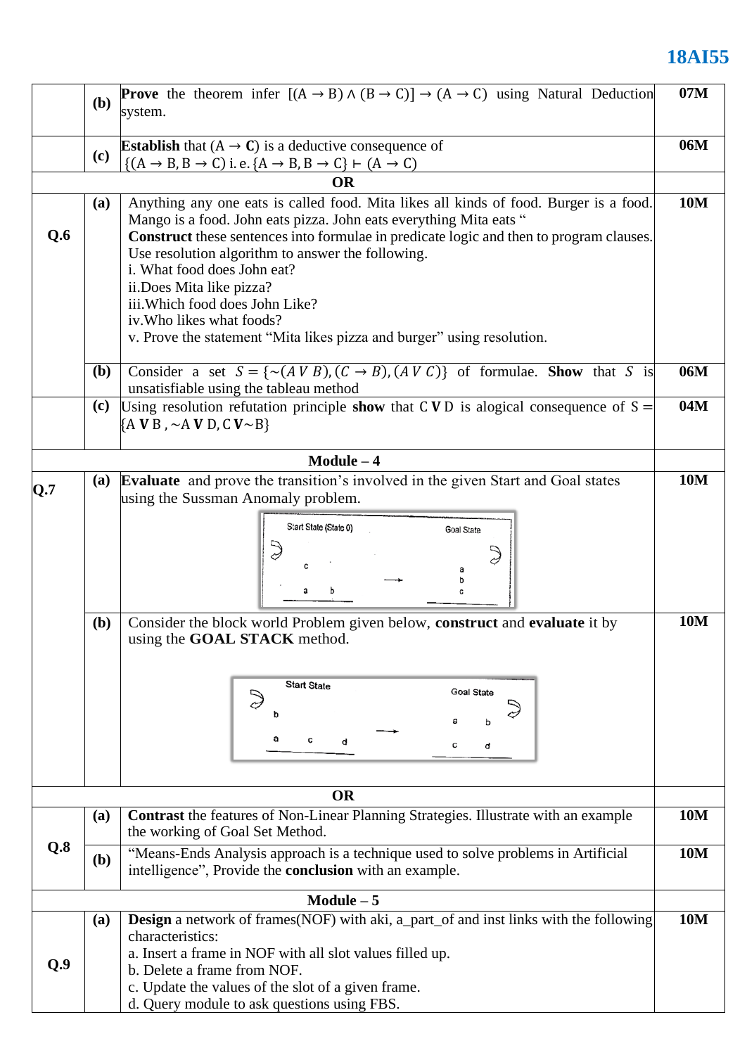| | | | |
|---|---|---|---|
| | **(b)** | **Prove** the theorem infer $[(A \rightarrow B) \wedge (B \rightarrow C)] \rightarrow (A \rightarrow C)$ using Natural Deduction system. | **07M** |
| | **(c)** | **Establish** that $(A \rightarrow \mathbf{C})$ is a deductive consequence of $\{(A \rightarrow B, B \rightarrow C)$ i. e. $\{A \rightarrow B, B \rightarrow C\} \vdash (A \rightarrow C)$ | **06M** |
| | | **OR** | |
| **Q.6** | **(a)** | Anything any one eats is called food. Mita likes all kinds of food. Burger is a food. Mango is a food. John eats pizza. John eats everything Mita eats "<br>**Construct** these sentences into formulae in predicate logic and then to program clauses. Use resolution algorithm to answer the following.<br>i. What food does John eat?<br>ii.Does Mita like pizza?<br>iii.Which food does John Like?<br>iv.Who likes what foods?<br>v. Prove the statement "Mita likes pizza and burger" using resolution. | **10M** |
| | **(b)** | Consider a set $S = \{\sim(A \vee B), (C \rightarrow B), (A \vee C)\}$ of formulae. **Show** that $S$ is unsatisfiable using the tableau method | **06M** |
| | **(c)** | Using resolution refutation principle **show** that $C \vee D$ is alogical consequence of $S = \{A \vee B, \sim A \vee D, C \vee \sim B\}$ | **04M** |
| | | **Module – 4** | |
| **Q.7** | **(a)** | **Evaluate** and prove the transition's involved in the given Start and Goal states using the Sussman Anomaly problem.<br>Start State (State 0): c on a; a, b on table → Goal State: a on b on c | **10M** |
| | **(b)** | Consider the block world Problem given below, **construct** and **evaluate** it by using the **GOAL STACK** method.<br>Start State: b on a; a, c, d on table → Goal State: a on c, b on d | **10M** |
| | | **OR** | |
| **Q.8** | **(a)** | **Contrast** the features of Non-Linear Planning Strategies. Illustrate with an example the working of Goal Set Method. | **10M** |
| | **(b)** | "Means-Ends Analysis approach is a technique used to solve problems in Artificial intelligence", Provide the **conclusion** with an example. | **10M** |
| | | **Module – 5** | |
| **Q.9** | **(a)** | **Design** a network of frames(NOF) with aki, a_part_of and inst links with the following characteristics:<br>a. Insert a frame in NOF with all slot values filled up.<br>b. Delete a frame from NOF.<br>c. Update the values of the slot of a given frame.<br>d. Query module to ask questions using FBS. | **10M** |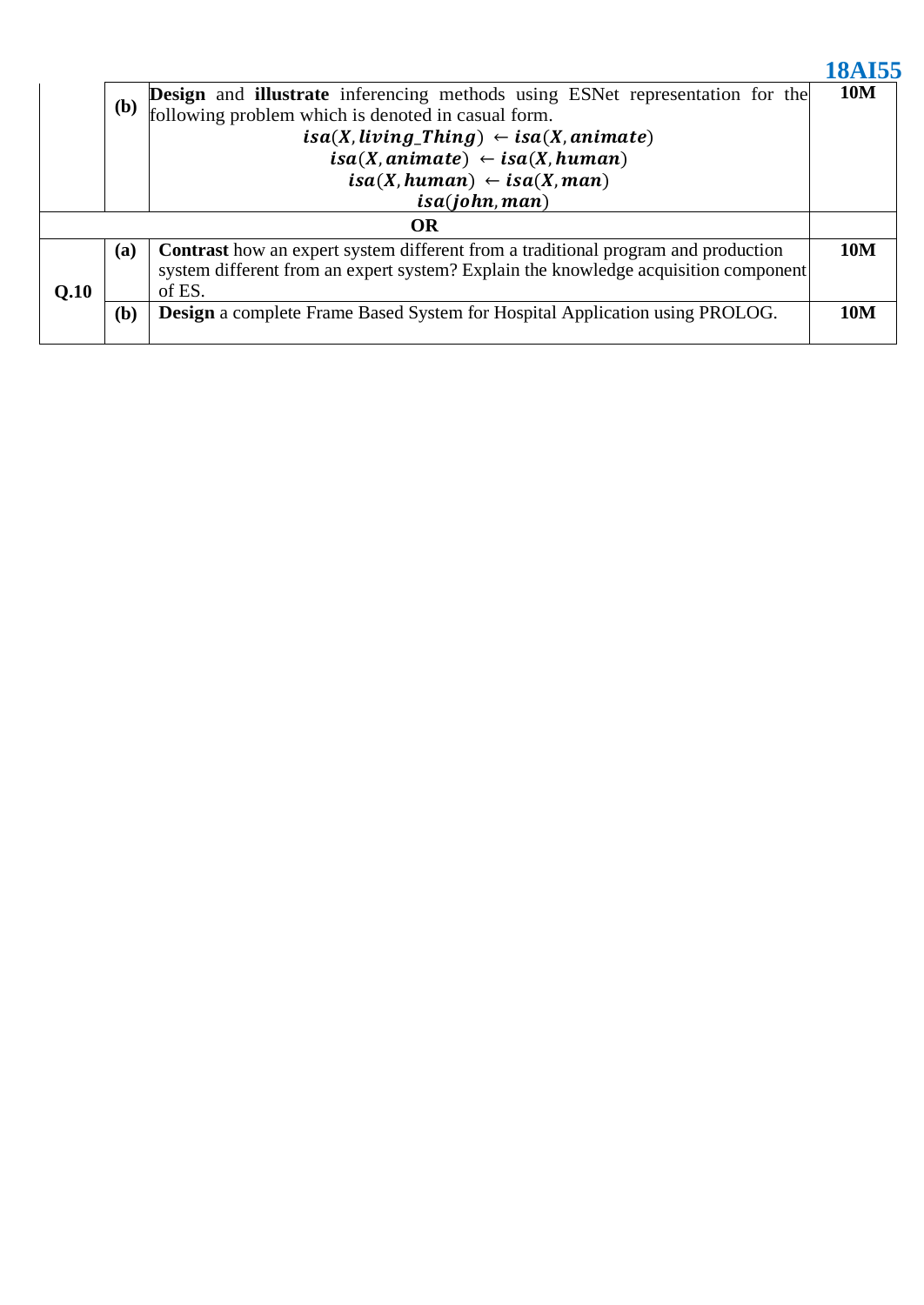| | | | |
|---|---|---|---|
| | **(b)** | **Design** and **illustrate** inferencing methods using ESNet representation for the following problem which is denoted in casual form. <br> $isa(X, living\_Thing) \leftarrow isa(X, animate)$ <br> $isa(X, animate) \leftarrow isa(X, human)$ <br> $isa(X, human) \leftarrow isa(X, man)$ <br> $isa(john, man)$ | **10M** |
| **OR** | | | |
| **Q.10** | **(a)** | **Contrast** how an expert system different from a traditional program and production system different from an expert system? Explain the knowledge acquisition component of ES. | **10M** |
| | **(b)** | **Design** a complete Frame Based System for Hospital Application using PROLOG. | **10M** |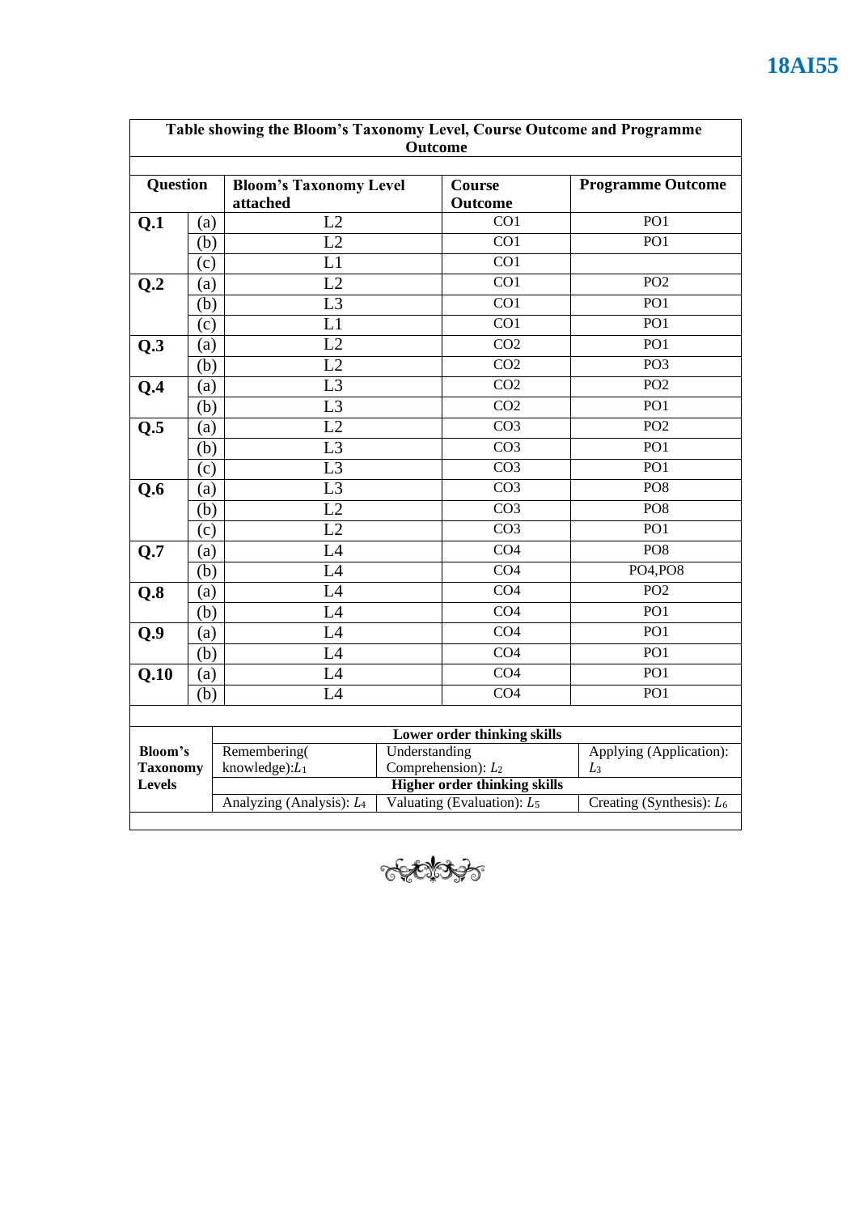| Table showing the Bloom's Taxonomy Level, Course Outcome and Programme Outcome | | | | |
|---|---|---|---|---|
| **Question** | | **Bloom's Taxonomy Level attached** | **Course Outcome** | **Programme Outcome** |
| **Q.1** | (a) | L2 | CO1 | PO1 |
| | (b) | L2 | CO1 | PO1 |
| | (c) | L1 | CO1 | |
| **Q.2** | (a) | L2 | CO1 | PO2 |
| | (b) | L3 | CO1 | PO1 |
| | (c) | L1 | CO1 | PO1 |
| **Q.3** | (a) | L2 | CO2 | PO1 |
| | (b) | L2 | CO2 | PO3 |
| **Q.4** | (a) | L3 | CO2 | PO2 |
| | (b) | L3 | CO2 | PO1 |
| **Q.5** | (a) | L2 | CO3 | PO2 |
| | (b) | L3 | CO3 | PO1 |
| | (c) | L3 | CO3 | PO1 |
| **Q.6** | (a) | L3 | CO3 | PO8 |
| | (b) | L2 | CO3 | PO8 |
| | (c) | L2 | CO3 | PO1 |
| **Q.7** | (a) | L4 | CO4 | PO8 |
| | (b) | L4 | CO4 | PO4,PO8 |
| **Q.8** | (a) | L4 | CO4 | PO2 |
| | (b) | L4 | CO4 | PO1 |
| **Q.9** | (a) | L4 | CO4 | PO1 |
| | (b) | L4 | CO4 | PO1 |
| **Q.10** | (a) | L4 | CO4 | PO1 |
| | (b) | L4 | CO4 | PO1 |

| | | | |
|---|---|---|---|
| **Bloom's Taxonomy Levels** | **Lower order thinking skills** | | |
| | Remembering( knowledge): $L_1$ | Understanding Comprehension): $L_2$ | Applying (Application): $L_3$ |
| | **Higher order thinking skills** | | |
| | Analyzing (Analysis): $L_4$ | Valuating (Evaluation): $L_5$ | Creating (Synthesis): $L_6$ |